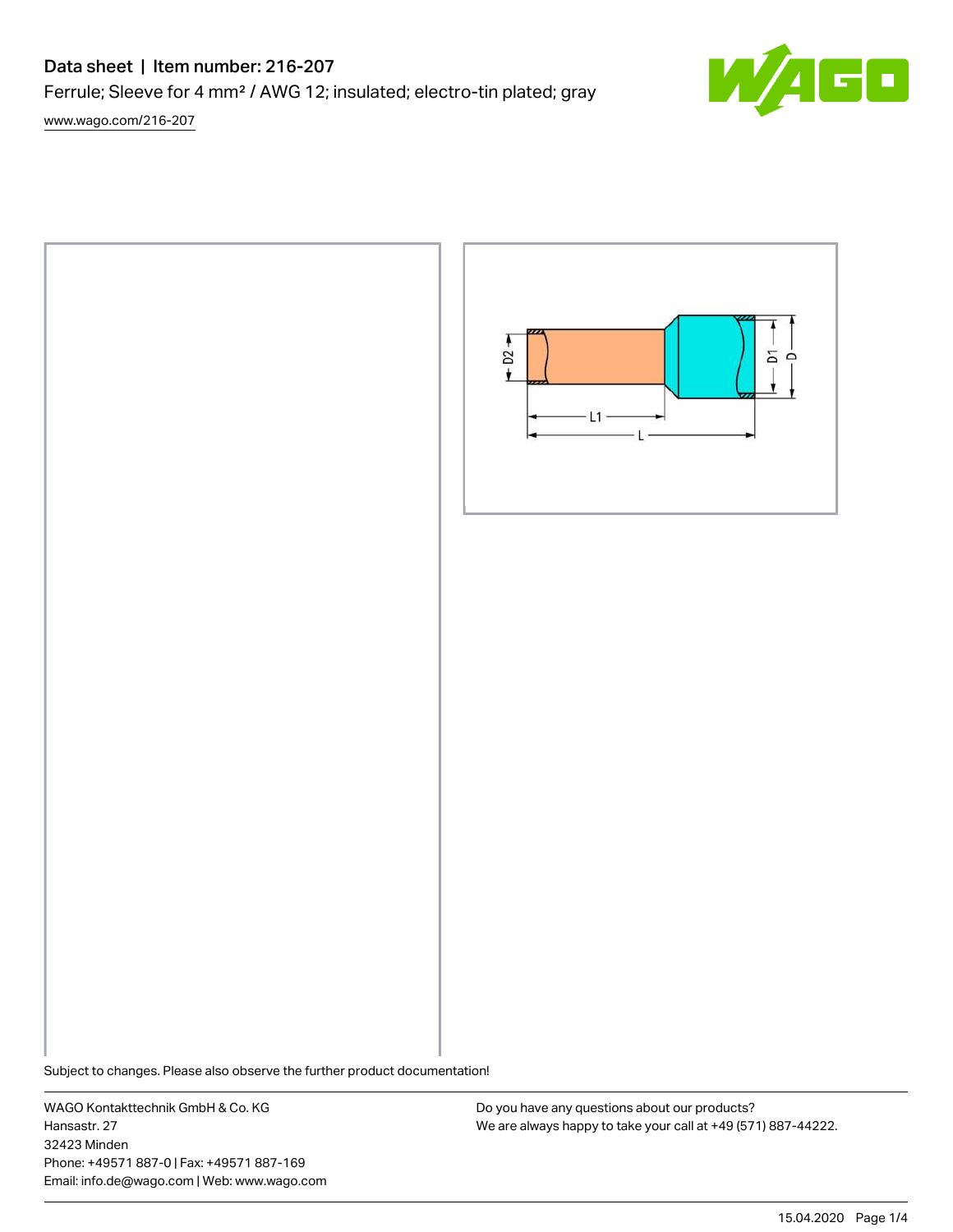# Data sheet | Item number: 216-207

Ferrule; Sleeve for 4 mm² / AWG 12; insulated; electro-tin plated; gray

www.wago.com/216-207

Subject to changes. Please also observe the further product documentation!

WAGO Kontakttechnik GmbH & Co. KG
Hansastr. 27
32423 Minden
Phone: +49571 887-0 | Fax: +49571 887-169
Email: info.de@wago.com | Web: www.wago.com

Do you have any questions about our products?
We are always happy to take your call at +49 (571) 887-44222.

15.04.2020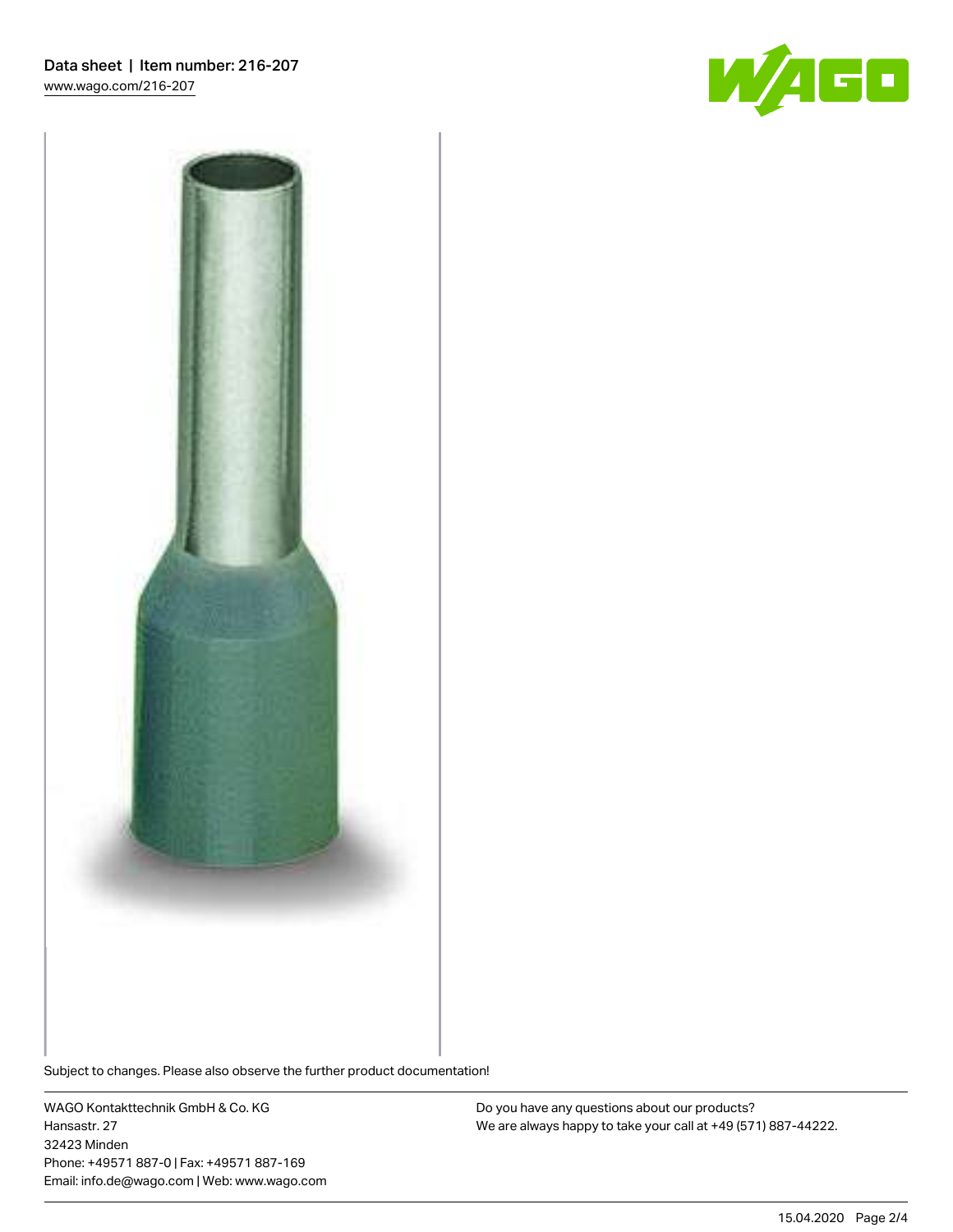Subject to changes. Please also observe the further product documentation!

WAGO Kontakttechnik GmbH & Co. KG
Hansastr. 27
32423 Minden
Phone: +49571 887-0 | Fax: +49571 887-169
Email: info.de@wago.com | Web: www.wago.com

Do you have any questions about our products?
We are always happy to take your call at +49 (571) 887-44222.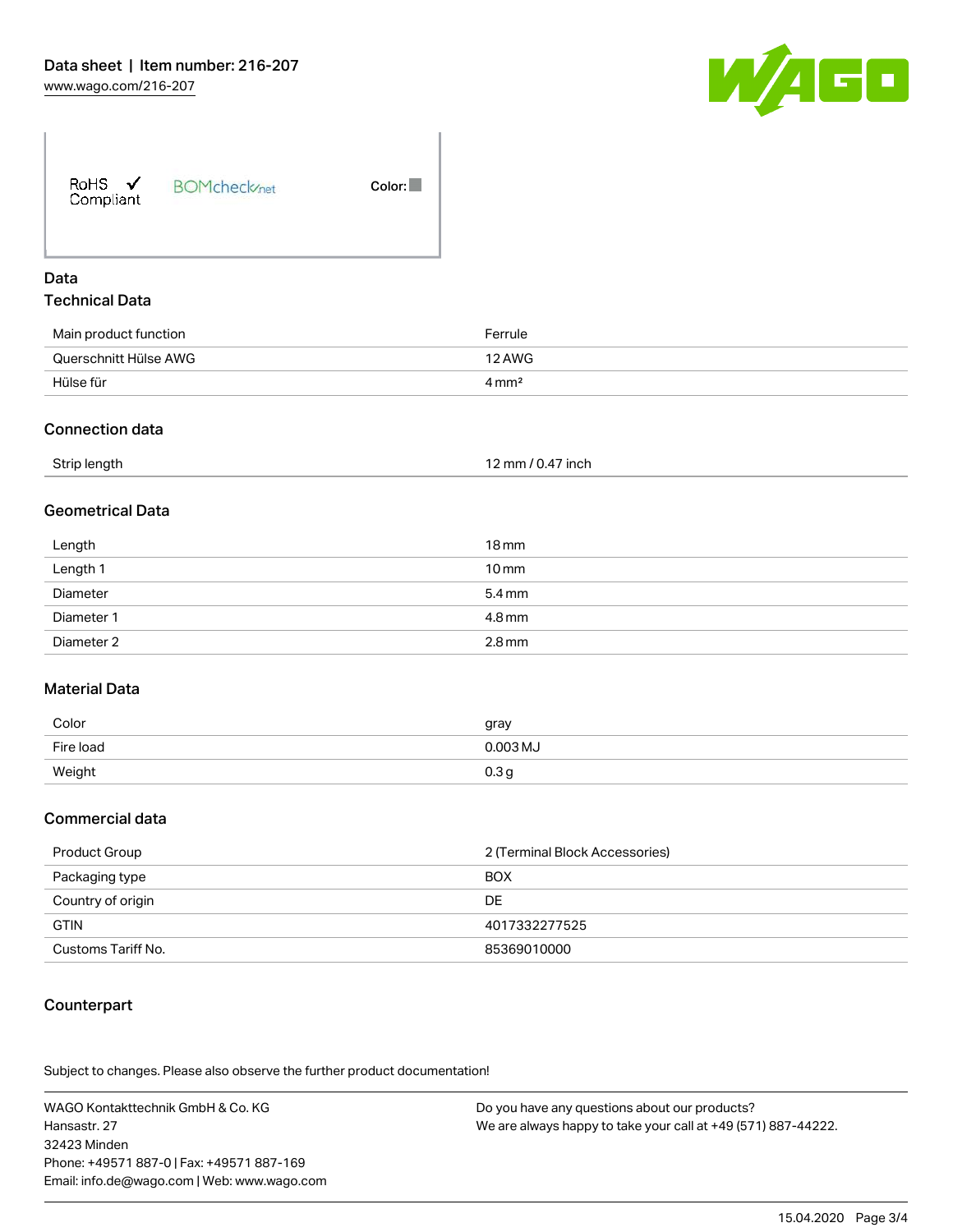RoHS ✓ Compliant    BOMcheck.net    Color:

## Data

### Technical Data

| | |
|---|---|
| Main product function | Ferrule |
| Querschnitt Hülse AWG | 12 AWG |
| Hülse für | 4 mm² |

### Connection data

| | |
|---|---|
| Strip length | 12 mm / 0.47 inch |

### Geometrical Data

| | |
|---|---|
| Length | 18 mm |
| Length 1 | 10 mm |
| Diameter | 5.4 mm |
| Diameter 1 | 4.8 mm |
| Diameter 2 | 2.8 mm |

### Material Data

| | |
|---|---|
| Color | gray |
| Fire load | 0.003 MJ |
| Weight | 0.3 g |

### Commercial data

| | |
|---|---|
| Product Group | 2 (Terminal Block Accessories) |
| Packaging type | BOX |
| Country of origin | DE |
| GTIN | 4017332277525 |
| Customs Tariff No. | 85369010000 |

### Counterpart

Subject to changes. Please also observe the further product documentation!

WAGO Kontakttechnik GmbH & Co. KG
Hansastr. 27
32423 Minden
Phone: +49571 887-0 | Fax: +49571 887-169
Email: info.de@wago.com | Web: www.wago.com

Do you have any questions about our products?
We are always happy to take your call at +49 (571) 887-44222.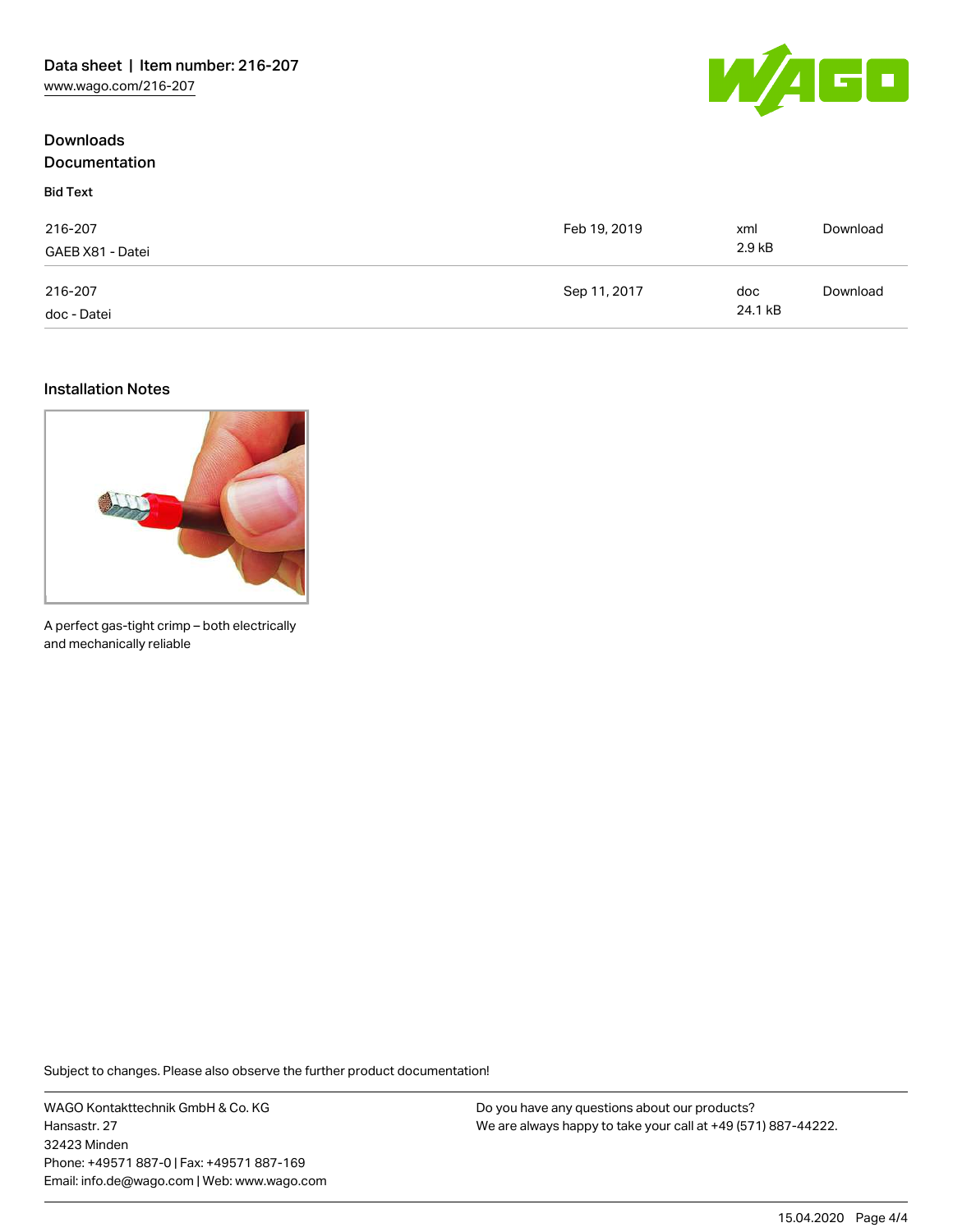## Downloads

## Documentation

**Bid Text**

| | | | |
|---|---|---|---|
| 216-207<br>GAEB X81 - Datei | Feb 19, 2019 | xml<br>2.9 kB | Download |
| 216-207<br>doc - Datei | Sep 11, 2017 | doc<br>24.1 kB | Download |

## Installation Notes

A perfect gas-tight crimp – both electrically and mechanically reliable

Subject to changes. Please also observe the further product documentation!

WAGO Kontakttechnik GmbH & Co. KG
Hansastr. 27
32423 Minden
Phone: +49571 887-0 | Fax: +49571 887-169
Email: info.de@wago.com | Web: www.wago.com

Do you have any questions about our products?
We are always happy to take your call at +49 (571) 887-44222.